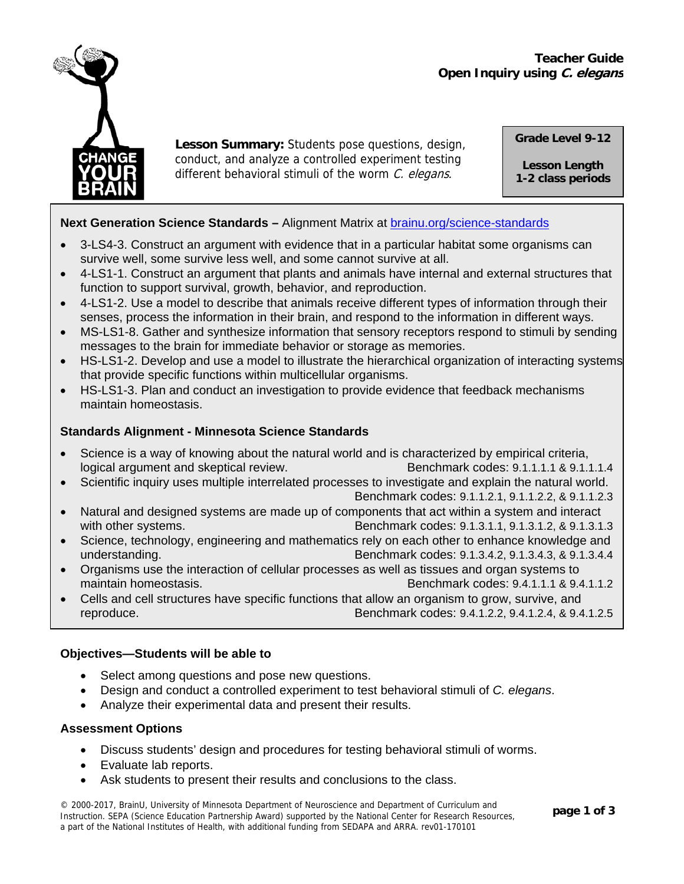**Teacher Guide**
**Open Inquiry using *C. elegans***

**Lesson Summary:** Students pose questions, design, conduct, and analyze a controlled experiment testing different behavioral stimuli of the worm *C. elegans*.

**Grade Level 9-12**

**Lesson Length**
**1-2 class periods**

**Next Generation Science Standards –** Alignment Matrix at brainu.org/science-standards

- 3-LS4-3. Construct an argument with evidence that in a particular habitat some organisms can survive well, some survive less well, and some cannot survive at all.
- 4-LS1-1. Construct an argument that plants and animals have internal and external structures that function to support survival, growth, behavior, and reproduction.
- 4-LS1-2. Use a model to describe that animals receive different types of information through their senses, process the information in their brain, and respond to the information in different ways.
- MS-LS1-8. Gather and synthesize information that sensory receptors respond to stimuli by sending messages to the brain for immediate behavior or storage as memories.
- HS-LS1-2. Develop and use a model to illustrate the hierarchical organization of interacting systems that provide specific functions within multicellular organisms.
- HS-LS1-3. Plan and conduct an investigation to provide evidence that feedback mechanisms maintain homeostasis.

**Standards Alignment - Minnesota Science Standards**

- Science is a way of knowing about the natural world and is characterized by empirical criteria, logical argument and skeptical review. Benchmark codes: 9.1.1.1.1 & 9.1.1.1.4
- Scientific inquiry uses multiple interrelated processes to investigate and explain the natural world. Benchmark codes: 9.1.1.2.1, 9.1.1.2.2, & 9.1.1.2.3
- Natural and designed systems are made up of components that act within a system and interact with other systems. Benchmark codes: 9.1.3.1.1, 9.1.3.1.2, & 9.1.3.1.3
- Science, technology, engineering and mathematics rely on each other to enhance knowledge and understanding. Benchmark codes: 9.1.3.4.2, 9.1.3.4.3, & 9.1.3.4.4
- Organisms use the interaction of cellular processes as well as tissues and organ systems to maintain homeostasis. Benchmark codes: 9.4.1.1.1 & 9.4.1.1.2
- Cells and cell structures have specific functions that allow an organism to grow, survive, and reproduce. Benchmark codes: 9.4.1.2.2, 9.4.1.2.4, & 9.4.1.2.5

**Objectives—Students will be able to**

- Select among questions and pose new questions.
- Design and conduct a controlled experiment to test behavioral stimuli of *C. elegans*.
- Analyze their experimental data and present their results.

**Assessment Options**

- Discuss students' design and procedures for testing behavioral stimuli of worms.
- Evaluate lab reports.
- Ask students to present their results and conclusions to the class.

© 2000-2017, BrainU, University of Minnesota Department of Neuroscience and Department of Curriculum and Instruction. SEPA (Science Education Partnership Award) supported by the National Center for Research Resources, a part of the National Institutes of Health, with additional funding from SEDAPA and ARRA. rev01-170101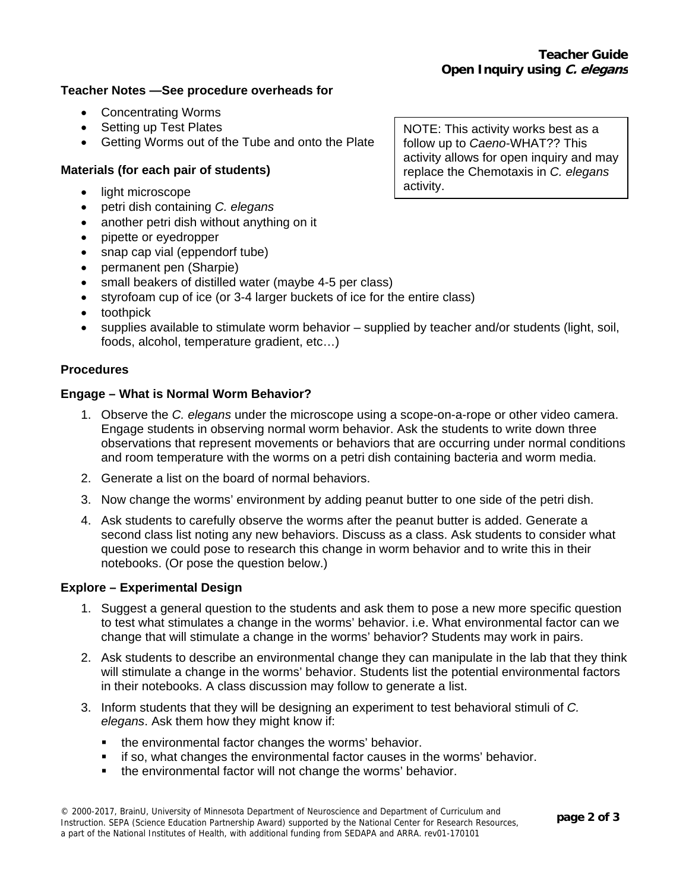**Teacher Notes —See procedure overheads for**

- Concentrating Worms
- Setting up Test Plates
- Getting Worms out of the Tube and onto the Plate

NOTE: This activity works best as a follow up to *Caeno*-WHAT?? This activity allows for open inquiry and may replace the Chemotaxis in *C. elegans* activity.

**Materials (for each pair of students)**

- light microscope
- petri dish containing *C. elegans*
- another petri dish without anything on it
- pipette or eyedropper
- snap cap vial (eppendorf tube)
- permanent pen (Sharpie)
- small beakers of distilled water (maybe 4-5 per class)
- styrofoam cup of ice (or 3-4 larger buckets of ice for the entire class)
- toothpick
- supplies available to stimulate worm behavior – supplied by teacher and/or students (light, soil, foods, alcohol, temperature gradient, etc…)

## Procedures

### Engage – What is Normal Worm Behavior?

1. Observe the *C. elegans* under the microscope using a scope-on-a-rope or other video camera. Engage students in observing normal worm behavior. Ask the students to write down three observations that represent movements or behaviors that are occurring under normal conditions and room temperature with the worms on a petri dish containing bacteria and worm media.
2. Generate a list on the board of normal behaviors.
3. Now change the worms' environment by adding peanut butter to one side of the petri dish.
4. Ask students to carefully observe the worms after the peanut butter is added. Generate a second class list noting any new behaviors. Discuss as a class. Ask students to consider what question we could pose to research this change in worm behavior and to write this in their notebooks. (Or pose the question below.)

### Explore – Experimental Design

1. Suggest a general question to the students and ask them to pose a new more specific question to test what stimulates a change in the worms' behavior. i.e. What environmental factor can we change that will stimulate a change in the worms' behavior? Students may work in pairs.
2. Ask students to describe an environmental change they can manipulate in the lab that they think will stimulate a change in the worms' behavior. Students list the potential environmental factors in their notebooks. A class discussion may follow to generate a list.
3. Inform students that they will be designing an experiment to test behavioral stimuli of *C. elegans*. Ask them how they might know if:
   - the environmental factor changes the worms' behavior.
   - if so, what changes the environmental factor causes in the worms' behavior.
   - the environmental factor will not change the worms' behavior.

© 2000-2017, BrainU, University of Minnesota Department of Neuroscience and Department of Curriculum and Instruction. SEPA (Science Education Partnership Award) supported by the National Center for Research Resources, a part of the National Institutes of Health, with additional funding from SEDAPA and ARRA. rev01-170101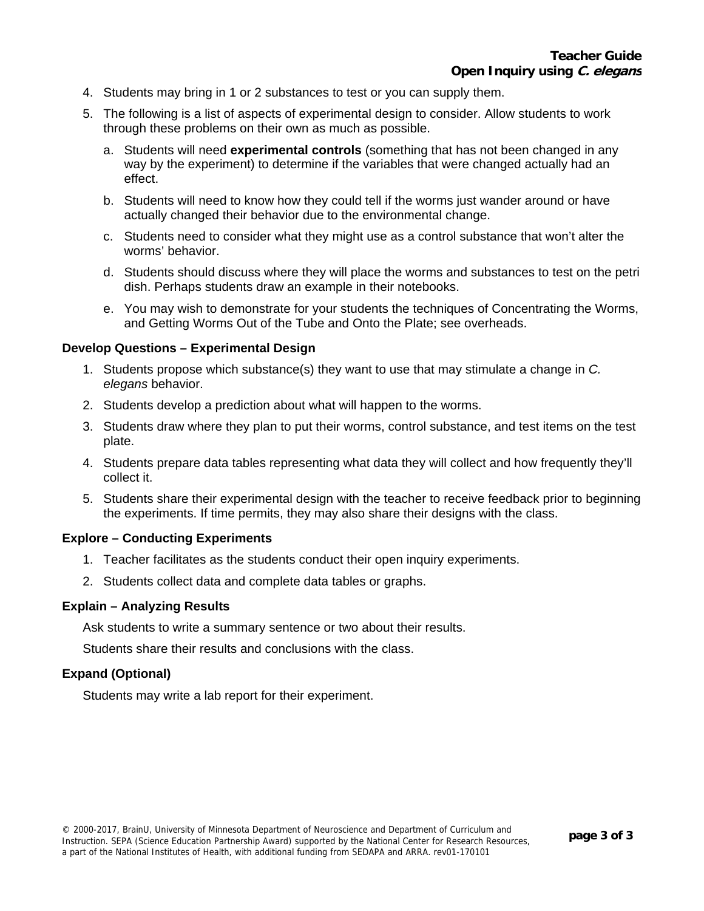4. Students may bring in 1 or 2 substances to test or you can supply them.
5. The following is a list of aspects of experimental design to consider. Allow students to work through these problems on their own as much as possible.
   a. Students will need **experimental controls** (something that has not been changed in any way by the experiment) to determine if the variables that were changed actually had an effect.
   b. Students will need to know how they could tell if the worms just wander around or have actually changed their behavior due to the environmental change.
   c. Students need to consider what they might use as a control substance that won't alter the worms' behavior.
   d. Students should discuss where they will place the worms and substances to test on the petri dish. Perhaps students draw an example in their notebooks.
   e. You may wish to demonstrate for your students the techniques of Concentrating the Worms, and Getting Worms Out of the Tube and Onto the Plate; see overheads.

### Develop Questions – Experimental Design

1. Students propose which substance(s) they want to use that may stimulate a change in *C. elegans* behavior.
2. Students develop a prediction about what will happen to the worms.
3. Students draw where they plan to put their worms, control substance, and test items on the test plate.
4. Students prepare data tables representing what data they will collect and how frequently they'll collect it.
5. Students share their experimental design with the teacher to receive feedback prior to beginning the experiments. If time permits, they may also share their designs with the class.

### Explore – Conducting Experiments

1. Teacher facilitates as the students conduct their open inquiry experiments.
2. Students collect data and complete data tables or graphs.

### Explain – Analyzing Results

Ask students to write a summary sentence or two about their results.

Students share their results and conclusions with the class.

### Expand (Optional)

Students may write a lab report for their experiment.

© 2000-2017, BrainU, University of Minnesota Department of Neuroscience and Department of Curriculum and Instruction. SEPA (Science Education Partnership Award) supported by the National Center for Research Resources, a part of the National Institutes of Health, with additional funding from SEDAPA and ARRA. rev01-170101